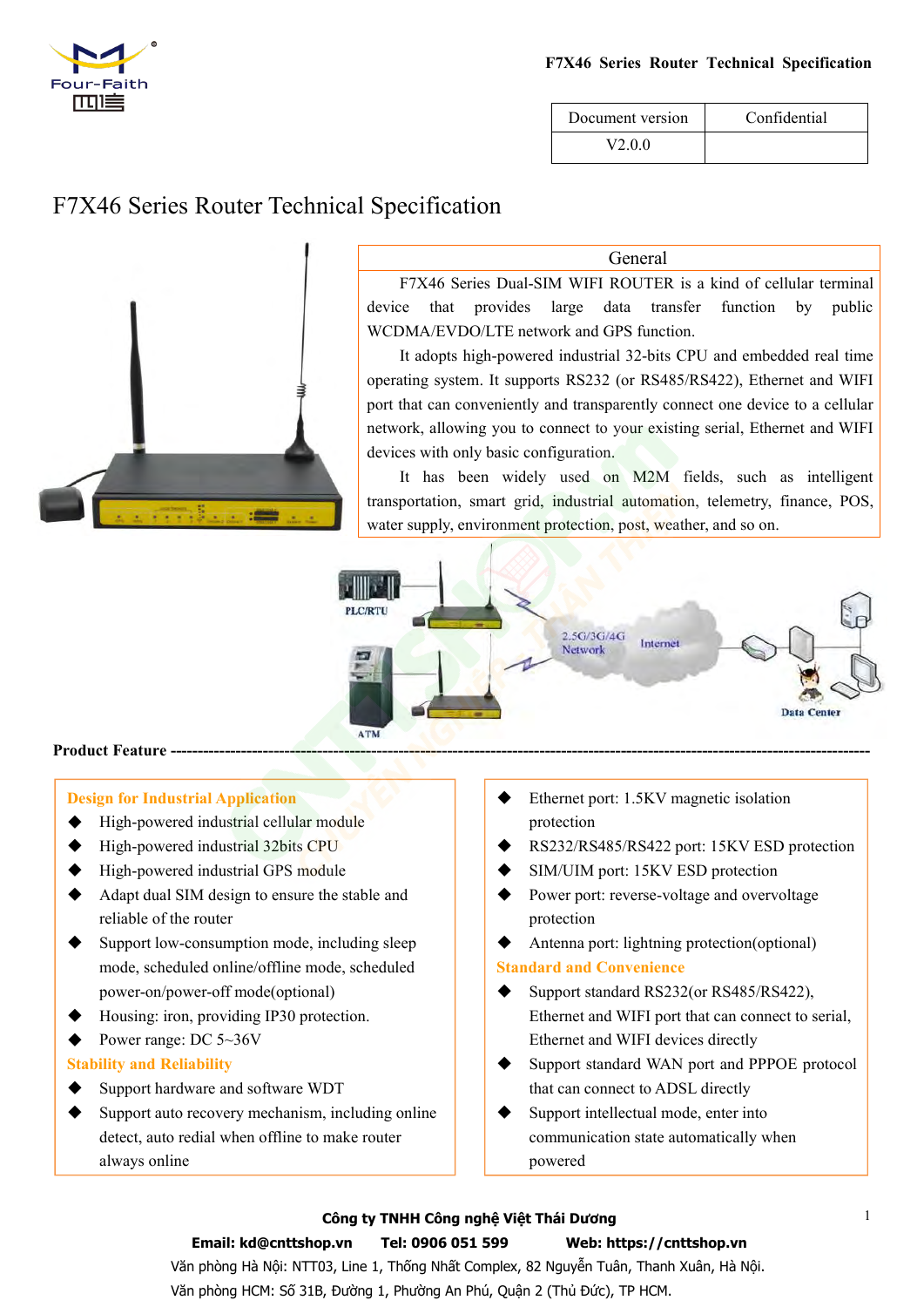| Document version | Confidential |
| --- | --- |
| V2.0.0 | |

# F7X46 Series Router Technical Specification

## General

F7X46 Series Dual-SIM WIFI ROUTER is a kind of cellular terminal device that provides large data transfer function by public WCDMA/EVDO/LTE network and GPS function.

It adopts high-powered industrial 32-bits CPU and embedded real time operating system. It supports RS232 (or RS485/RS422), Ethernet and WIFI port that can conveniently and transparently connect one device to a cellular network, allowing you to connect to your existing serial, Ethernet and WIFI devices with only basic configuration.

It has been widely used on M2M fields, such as intelligent transportation, smart grid, industrial automation, telemetry, finance, POS, water supply, environment protection, post, weather, and so on.

PLC/RTU

ATM

2.5G/3G/4G Network

Internet

Data Center

## Product Feature

**Design for Industrial Application**

- High-powered industrial cellular module
- High-powered industrial 32bits CPU
- High-powered industrial GPS module
- Adapt dual SIM design to ensure the stable and reliable of the router
- Support low-consumption mode, including sleep mode, scheduled online/offline mode, scheduled power-on/power-off mode(optional)
- Housing: iron, providing IP30 protection.
- Power range: DC 5~36V

**Stability and Reliability**

- Support hardware and software WDT
- Support auto recovery mechanism, including online detect, auto redial when offline to make router always online
- Ethernet port: 1.5KV magnetic isolation protection
- RS232/RS485/RS422 port: 15KV ESD protection
- SIM/UIM port: 15KV ESD protection
- Power port: reverse-voltage and overvoltage protection
- Antenna port: lightning protection(optional)

**Standard and Convenience**

- Support standard RS232(or RS485/RS422), Ethernet and WIFI port that can connect to serial, Ethernet and WIFI devices directly
- Support standard WAN port and PPPOE protocol that can connect to ADSL directly
- Support intellectual mode, enter into communication state automatically when powered

**Công ty TNHH Công nghệ Việt Thái Dương**

**Email: kd@cnttshop.vn    Tel: 0906 051 599    Web: https://cnttshop.vn**

Văn phòng Hà Nội: NTT03, Line 1, Thống Nhất Complex, 82 Nguyễn Tuân, Thanh Xuân, Hà Nội.

Văn phòng HCM: Số 31B, Đường 1, Phường An Phú, Quận 2 (Thủ Đức), TP HCM.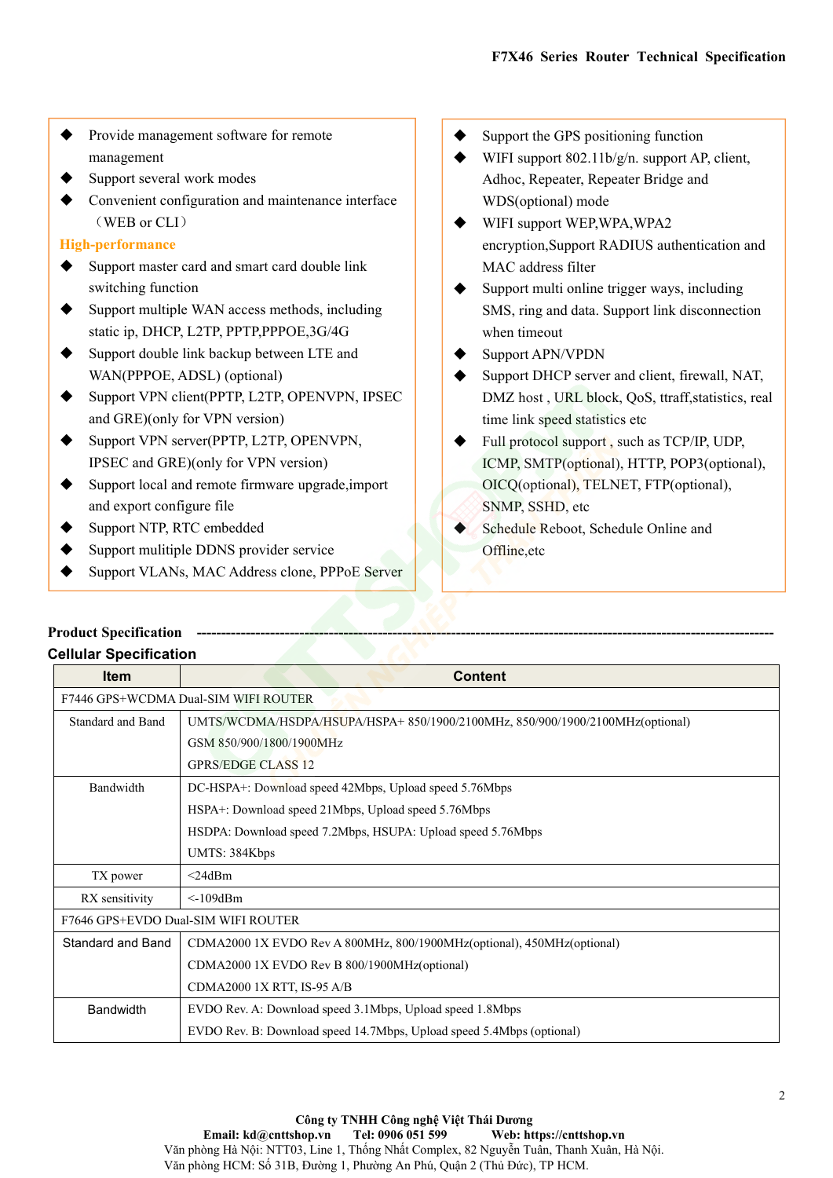- Provide management software for remote management
- Support several work modes
- Convenient configuration and maintenance interface（WEB or CLI）

**High-performance**

- Support master card and smart card double link switching function
- Support multiple WAN access methods, including static ip, DHCP, L2TP, PPTP,PPPOE,3G/4G
- Support double link backup between LTE and WAN(PPPOE, ADSL) (optional)
- Support VPN client(PPTP, L2TP, OPENVPN, IPSEC and GRE)(only for VPN version)
- Support VPN server(PPTP, L2TP, OPENVPN, IPSEC and GRE)(only for VPN version)
- Support local and remote firmware upgrade,import and export configure file
- Support NTP, RTC embedded
- Support mulitiple DDNS provider service
- Support VLANs, MAC Address clone, PPPoE Server
- Support the GPS positioning function
- WIFI support 802.11b/g/n. support AP, client, Adhoc, Repeater, Repeater Bridge and WDS(optional) mode
- WIFI support WEP,WPA,WPA2 encryption,Support RADIUS authentication and MAC address filter
- Support multi online trigger ways, including SMS, ring and data. Support link disconnection when timeout
- Support APN/VPDN
- Support DHCP server and client, firewall, NAT, DMZ host , URL block, QoS, ttraff,statistics, real time link speed statistics etc
- Full protocol support , such as TCP/IP, UDP, ICMP, SMTP(optional), HTTP, POP3(optional), OICQ(optional), TELNET, FTP(optional), SNMP, SSHD, etc
- Schedule Reboot, Schedule Online and Offline,etc

**Product Specification** ----------------------------------------------------------------------------------------------------------------

**Cellular Specification**

| Item | Content |
|---|---|
| F7446 GPS+WCDMA Dual-SIM WIFI ROUTER | |
| Standard and Band | UMTS/WCDMA/HSDPA/HSUPA/HSPA+ 850/1900/2100MHz, 850/900/1900/2100MHz(optional)<br>GSM 850/900/1800/1900MHz<br>GPRS/EDGE CLASS 12 |
| Bandwidth | DC-HSPA+: Download speed 42Mbps, Upload speed 5.76Mbps<br>HSPA+: Download speed 21Mbps, Upload speed 5.76Mbps<br>HSDPA: Download speed 7.2Mbps, HSUPA: Upload speed 5.76Mbps<br>UMTS: 384Kbps |
| TX power | <24dBm |
| RX sensitivity | <-109dBm |
| F7646 GPS+EVDO Dual-SIM WIFI ROUTER | |
| Standard and Band | CDMA2000 1X EVDO Rev A 800MHz, 800/1900MHz(optional), 450MHz(optional)<br>CDMA2000 1X EVDO Rev B 800/1900MHz(optional)<br>CDMA2000 1X RTT, IS-95 A/B |
| Bandwidth | EVDO Rev. A: Download speed 3.1Mbps, Upload speed 1.8Mbps<br>EVDO Rev. B: Download speed 14.7Mbps, Upload speed 5.4Mbps (optional) |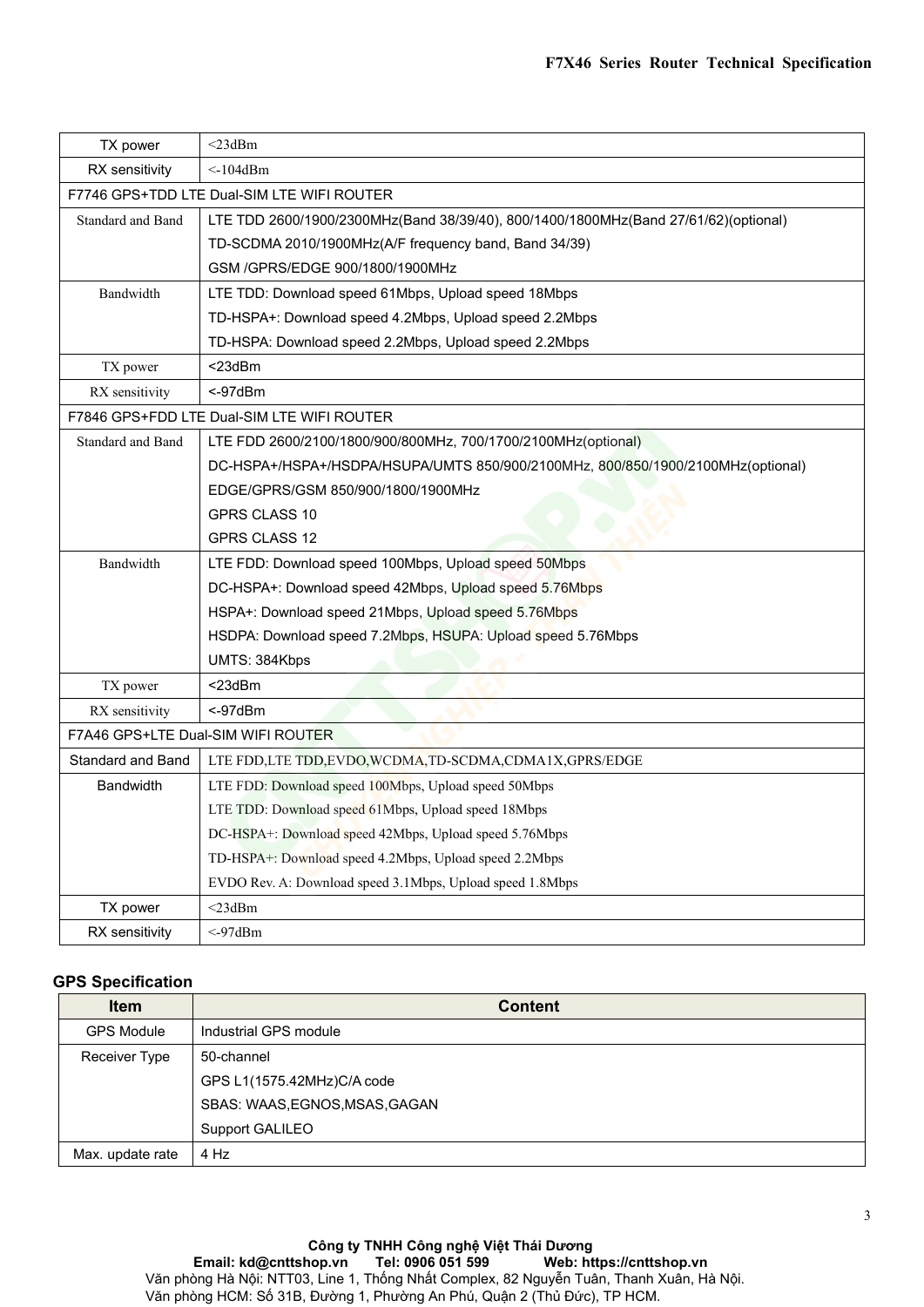| | |
|---|---|
| TX power | <23dBm |
| RX sensitivity | <-104dBm |
| F7746 GPS+TDD LTE Dual-SIM LTE WIFI ROUTER | |
| Standard and Band | LTE TDD 2600/1900/2300MHz(Band 38/39/40), 800/1400/1800MHz(Band 27/61/62)(optional)<br>TD-SCDMA 2010/1900MHz(A/F frequency band, Band 34/39)<br>GSM /GPRS/EDGE 900/1800/1900MHz |
| Bandwidth | LTE TDD: Download speed 61Mbps, Upload speed 18Mbps<br>TD-HSPA+: Download speed 4.2Mbps, Upload speed 2.2Mbps<br>TD-HSPA: Download speed 2.2Mbps, Upload speed 2.2Mbps |
| TX power | <23dBm |
| RX sensitivity | <-97dBm |
| F7846 GPS+FDD LTE Dual-SIM LTE WIFI ROUTER | |
| Standard and Band | LTE FDD 2600/2100/1800/900/800MHz, 700/1700/2100MHz(optional)<br>DC-HSPA+/HSPA+/HSDPA/HSUPA/UMTS 850/900/2100MHz, 800/850/1900/2100MHz(optional)<br>EDGE/GPRS/GSM 850/900/1800/1900MHz<br>GPRS CLASS 10<br>GPRS CLASS 12 |
| Bandwidth | LTE FDD: Download speed 100Mbps, Upload speed 50Mbps<br>DC-HSPA+: Download speed 42Mbps, Upload speed 5.76Mbps<br>HSPA+: Download speed 21Mbps, Upload speed 5.76Mbps<br>HSDPA: Download speed 7.2Mbps, HSUPA: Upload speed 5.76Mbps<br>UMTS: 384Kbps |
| TX power | <23dBm |
| RX sensitivity | <-97dBm |
| F7A46 GPS+LTE Dual-SIM WIFI ROUTER | |
| Standard and Band | LTE FDD,LTE TDD,EVDO,WCDMA,TD-SCDMA,CDMA1X,GPRS/EDGE |
| Bandwidth | LTE FDD: Download speed 100Mbps, Upload speed 50Mbps<br>LTE TDD: Download speed 61Mbps, Upload speed 18Mbps<br>DC-HSPA+: Download speed 42Mbps, Upload speed 5.76Mbps<br>TD-HSPA+: Download speed 4.2Mbps, Upload speed 2.2Mbps<br>EVDO Rev. A: Download speed 3.1Mbps, Upload speed 1.8Mbps |
| TX power | <23dBm |
| RX sensitivity | <-97dBm |

## GPS Specification

| Item | Content |
|---|---|
| GPS Module | Industrial GPS module |
| Receiver Type | 50-channel<br>GPS L1(1575.42MHz)C/A code<br>SBAS: WAAS,EGNOS,MSAS,GAGAN<br>Support GALILEO |
| Max. update rate | 4 Hz |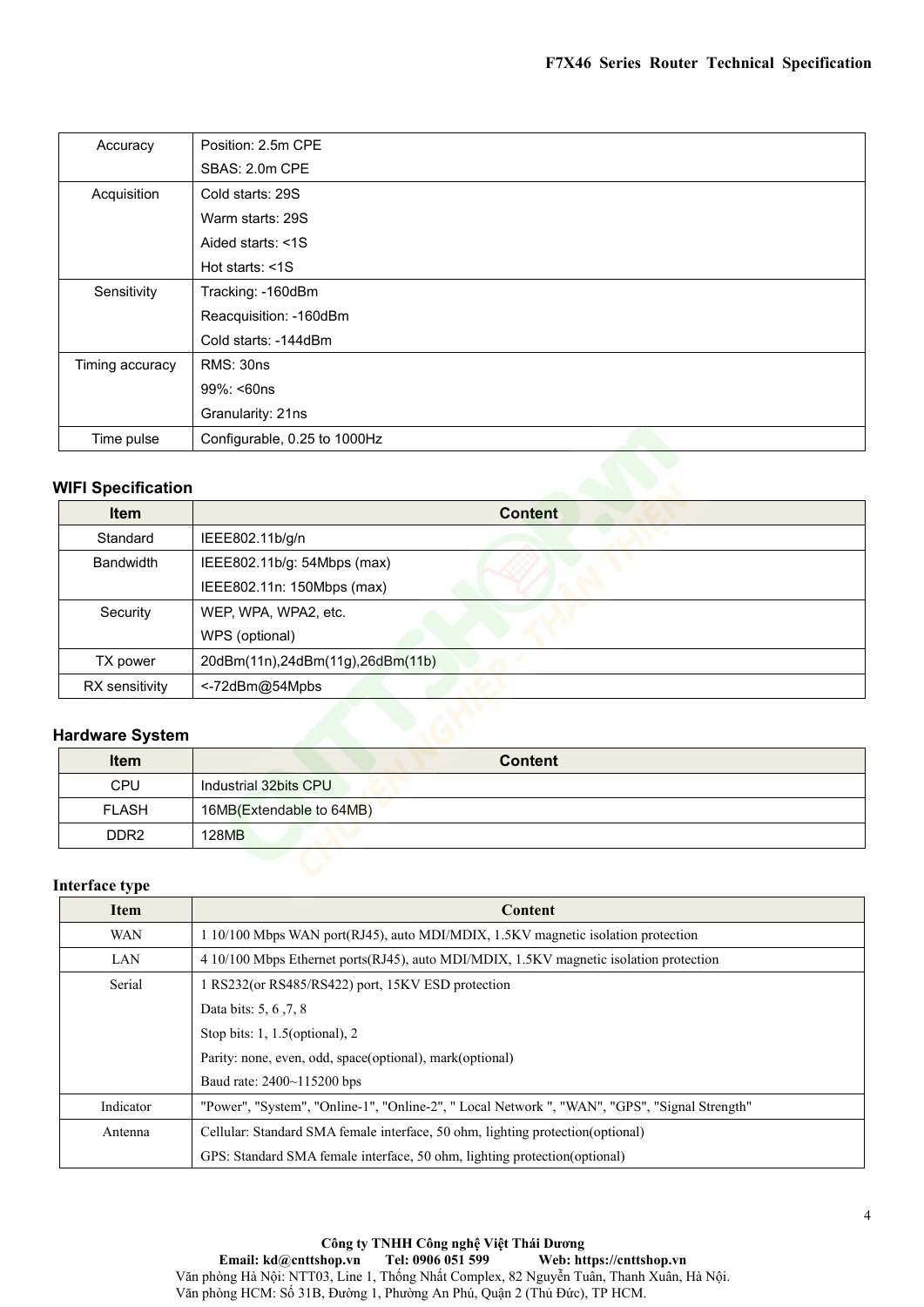| Accuracy | Position: 2.5m CPE<br>SBAS: 2.0m CPE |
|---|---|
| Acquisition | Cold starts: 29S<br>Warm starts: 29S<br>Aided starts: <1S<br>Hot starts: <1S |
| Sensitivity | Tracking: -160dBm<br>Reacquisition: -160dBm<br>Cold starts: -144dBm |
| Timing accuracy | RMS: 30ns<br>99%: <60ns<br>Granularity: 21ns |
| Time pulse | Configurable, 0.25 to 1000Hz |

**WIFI Specification**

| Item | Content |
|---|---|
| Standard | IEEE802.11b/g/n |
| Bandwidth | IEEE802.11b/g: 54Mbps (max)<br>IEEE802.11n: 150Mbps (max) |
| Security | WEP, WPA, WPA2, etc.<br>WPS (optional) |
| TX power | 20dBm(11n),24dBm(11g),26dBm(11b) |
| RX sensitivity | <-72dBm@54Mpbs |

**Hardware System**

| Item | Content |
|---|---|
| CPU | Industrial 32bits CPU |
| FLASH | 16MB(Extendable to 64MB) |
| DDR2 | 128MB |

**Interface type**

| Item | Content |
|---|---|
| WAN | 1 10/100 Mbps WAN port(RJ45), auto MDI/MDIX, 1.5KV magnetic isolation protection |
| LAN | 4 10/100 Mbps Ethernet ports(RJ45), auto MDI/MDIX, 1.5KV magnetic isolation protection |
| Serial | 1 RS232(or RS485/RS422) port, 15KV ESD protection<br>Data bits: 5, 6 ,7, 8<br>Stop bits: 1, 1.5(optional), 2<br>Parity: none, even, odd, space(optional), mark(optional)<br>Baud rate: 2400~115200 bps |
| Indicator | "Power", "System", "Online-1", "Online-2", " Local Network ", "WAN", "GPS", "Signal Strength" |
| Antenna | Cellular: Standard SMA female interface, 50 ohm, lighting protection(optional)<br>GPS: Standard SMA female interface, 50 ohm, lighting protection(optional) |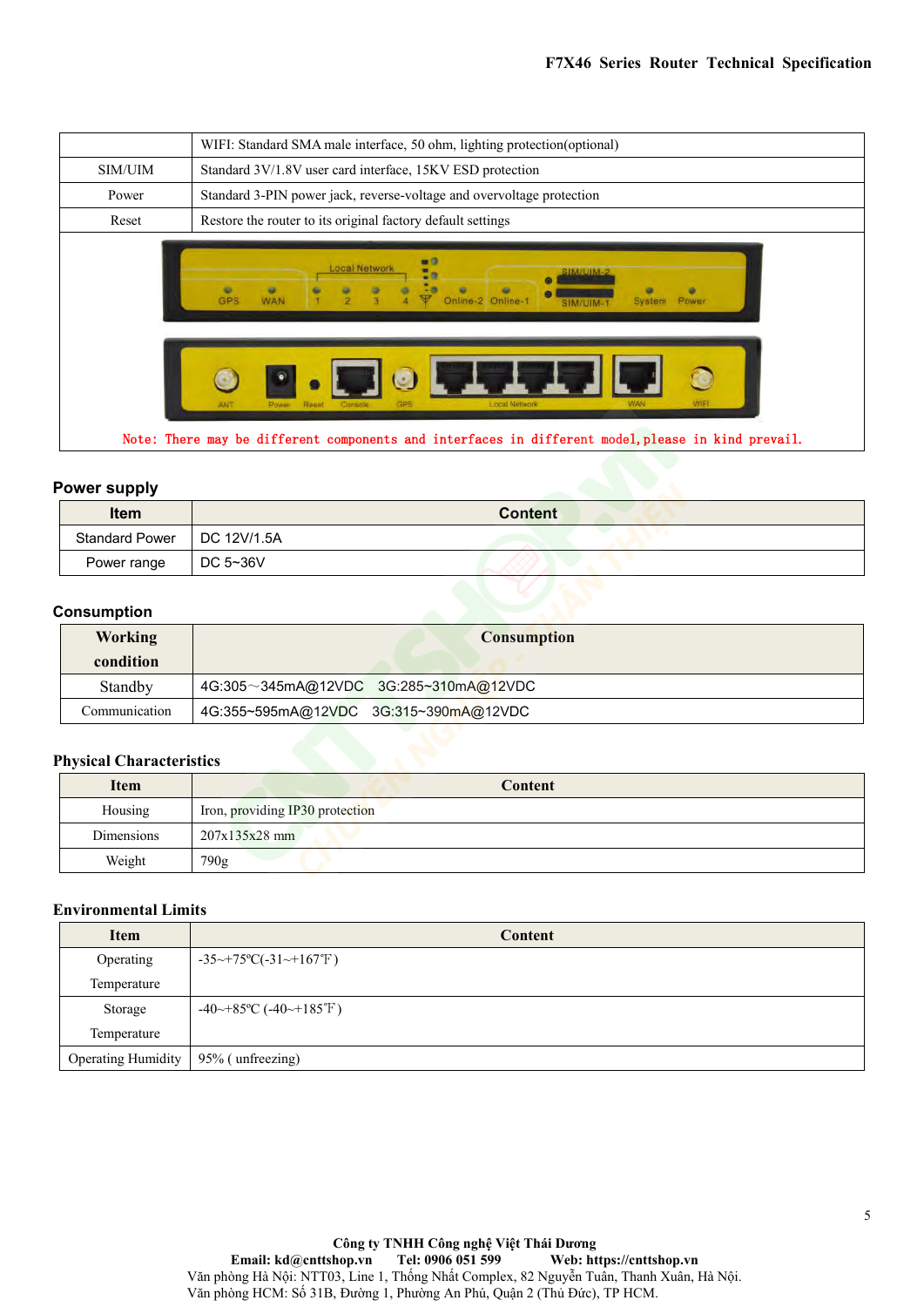| | WIFI: Standard SMA male interface, 50 ohm, lighting protection(optional) |
|---|---|
| SIM/UIM | Standard 3V/1.8V user card interface, 15KV ESD protection |
| Power | Standard 3-PIN power jack, reverse-voltage and overvoltage protection |
| Reset | Restore the router to its original factory default settings |

Note: There may be different components and interfaces in different model,please in kind prevail.

## Power supply

| Item | Content |
|---|---|
| Standard Power | DC 12V/1.5A |
| Power range | DC 5~36V |

## Consumption

| Working condition | Consumption |
|---|---|
| Standby | 4G:305～345mA@12VDC 3G:285~310mA@12VDC |
| Communication | 4G:355~595mA@12VDC 3G:315~390mA@12VDC |

## Physical Characteristics

| Item | Content |
|---|---|
| Housing | Iron, providing IP30 protection |
| Dimensions | 207x135x28 mm |
| Weight | 790g |

## Environmental Limits

| Item | Content |
|---|---|
| Operating Temperature | -35~+75ºC(-31~+167℉) |
| Storage Temperature | -40~+85ºC (-40~+185℉) |
| Operating Humidity | 95% ( unfreezing) |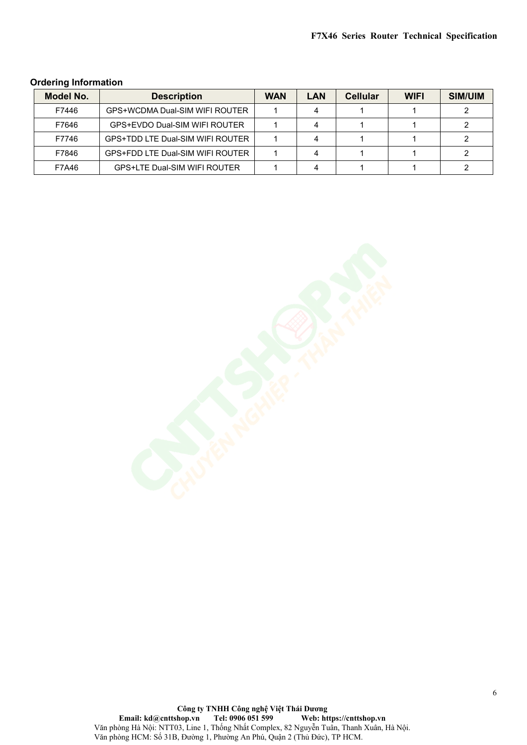## Ordering Information

| Model No. | Description | WAN | LAN | Cellular | WIFI | SIM/UIM |
|---|---|---|---|---|---|---|
| F7446 | GPS+WCDMA Dual-SIM WIFI ROUTER | 1 | 4 | 1 | 1 | 2 |
| F7646 | GPS+EVDO Dual-SIM WIFI ROUTER | 1 | 4 | 1 | 1 | 2 |
| F7746 | GPS+TDD LTE Dual-SIM WIFI ROUTER | 1 | 4 | 1 | 1 | 2 |
| F7846 | GPS+FDD LTE Dual-SIM WIFI ROUTER | 1 | 4 | 1 | 1 | 2 |
| F7A46 | GPS+LTE Dual-SIM WIFI ROUTER | 1 | 4 | 1 | 1 | 2 |